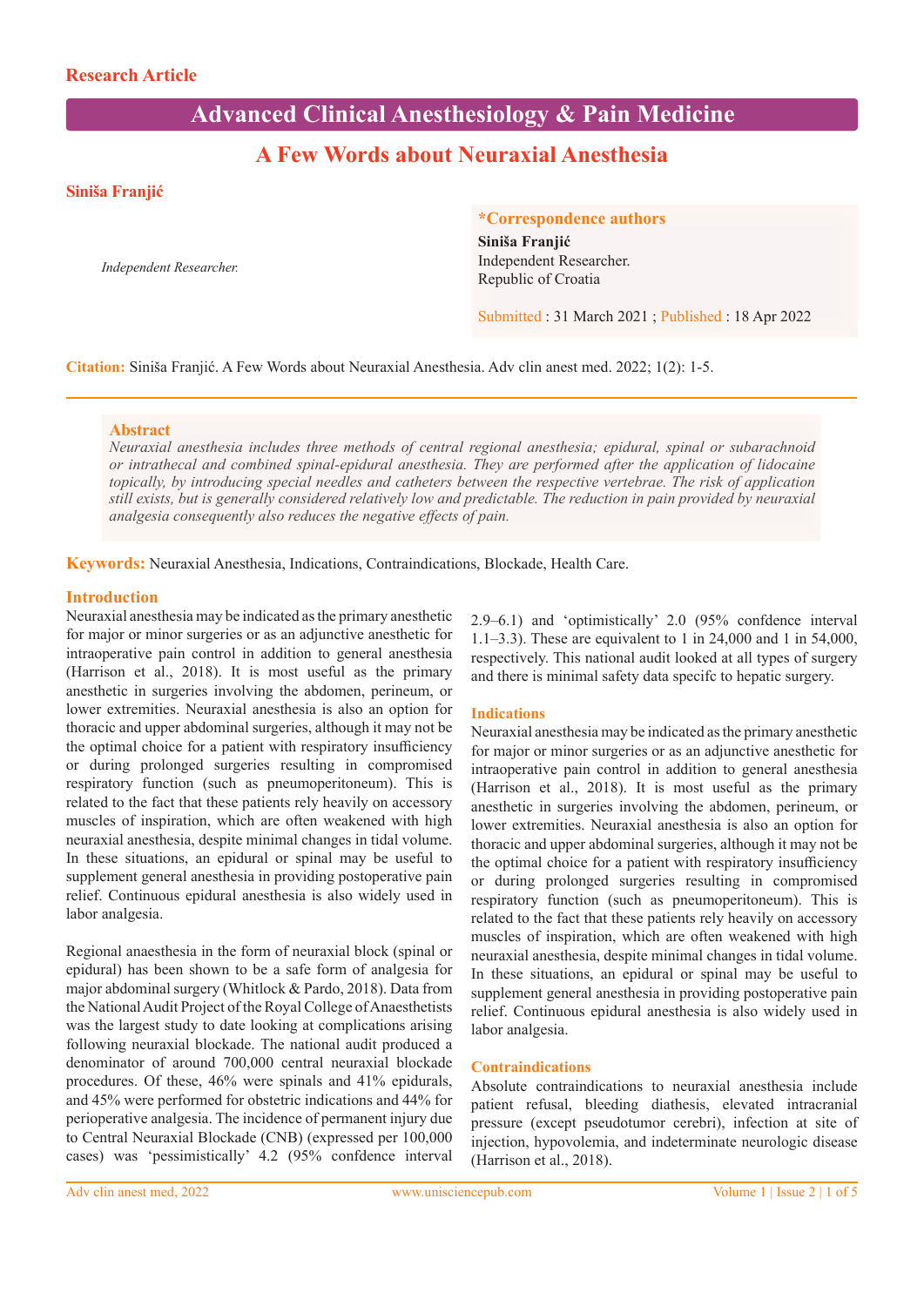**Research Article**

# Advanced Clinical Anesthesiology & Pain Medicine

## A Few Words about Neuraxial Anesthesia

**Siniša Franjić**

*Independent Researcher.*

**\*Correspondence authors**
**Siniša Franjić**
Independent Researcher.
Republic of Croatia

Submitted : 31 March 2021 ; Published : 18 Apr 2022

**Citation:** Siniša Franjić. A Few Words about Neuraxial Anesthesia. Adv clin anest med. 2022; 1(2): 1-5.

### Abstract

*Neuraxial anesthesia includes three methods of central regional anesthesia; epidural, spinal or subarachnoid or intrathecal and combined spinal-epidural anesthesia. They are performed after the application of lidocaine topically, by introducing special needles and catheters between the respective vertebrae. The risk of application still exists, but is generally considered relatively low and predictable. The reduction in pain provided by neuraxial analgesia consequently also reduces the negative effects of pain.*

**Keywords:** Neuraxial Anesthesia, Indications, Contraindications, Blockade, Health Care.

### Introduction

Neuraxial anesthesia may be indicated as the primary anesthetic for major or minor surgeries or as an adjunctive anesthetic for intraoperative pain control in addition to general anesthesia (Harrison et al., 2018). It is most useful as the primary anesthetic in surgeries involving the abdomen, perineum, or lower extremities. Neuraxial anesthesia is also an option for thoracic and upper abdominal surgeries, although it may not be the optimal choice for a patient with respiratory insufficiency or during prolonged surgeries resulting in compromised respiratory function (such as pneumoperitoneum). This is related to the fact that these patients rely heavily on accessory muscles of inspiration, which are often weakened with high neuraxial anesthesia, despite minimal changes in tidal volume. In these situations, an epidural or spinal may be useful to supplement general anesthesia in providing postoperative pain relief. Continuous epidural anesthesia is also widely used in labor analgesia.

Regional anaesthesia in the form of neuraxial block (spinal or epidural) has been shown to be a safe form of analgesia for major abdominal surgery (Whitlock & Pardo, 2018). Data from the National Audit Project of the Royal College of Anaesthetists was the largest study to date looking at complications arising following neuraxial blockade. The national audit produced a denominator of around 700,000 central neuraxial blockade procedures. Of these, 46% were spinals and 41% epidurals, and 45% were performed for obstetric indications and 44% for perioperative analgesia. The incidence of permanent injury due to Central Neuraxial Blockade (CNB) (expressed per 100,000 cases) was 'pessimistically' 4.2 (95% confdence interval 2.9–6.1) and 'optimistically' 2.0 (95% confdence interval 1.1–3.3). These are equivalent to 1 in 24,000 and 1 in 54,000, respectively. This national audit looked at all types of surgery and there is minimal safety data specifc to hepatic surgery.

### Indications

Neuraxial anesthesia may be indicated as the primary anesthetic for major or minor surgeries or as an adjunctive anesthetic for intraoperative pain control in addition to general anesthesia (Harrison et al., 2018). It is most useful as the primary anesthetic in surgeries involving the abdomen, perineum, or lower extremities. Neuraxial anesthesia is also an option for thoracic and upper abdominal surgeries, although it may not be the optimal choice for a patient with respiratory insufficiency or during prolonged surgeries resulting in compromised respiratory function (such as pneumoperitoneum). This is related to the fact that these patients rely heavily on accessory muscles of inspiration, which are often weakened with high neuraxial anesthesia, despite minimal changes in tidal volume. In these situations, an epidural or spinal may be useful to supplement general anesthesia in providing postoperative pain relief. Continuous epidural anesthesia is also widely used in labor analgesia.

### Contraindications

Absolute contraindications to neuraxial anesthesia include patient refusal, bleeding diathesis, elevated intracranial pressure (except pseudotumor cerebri), infection at site of injection, hypovolemia, and indeterminate neurologic disease (Harrison et al., 2018).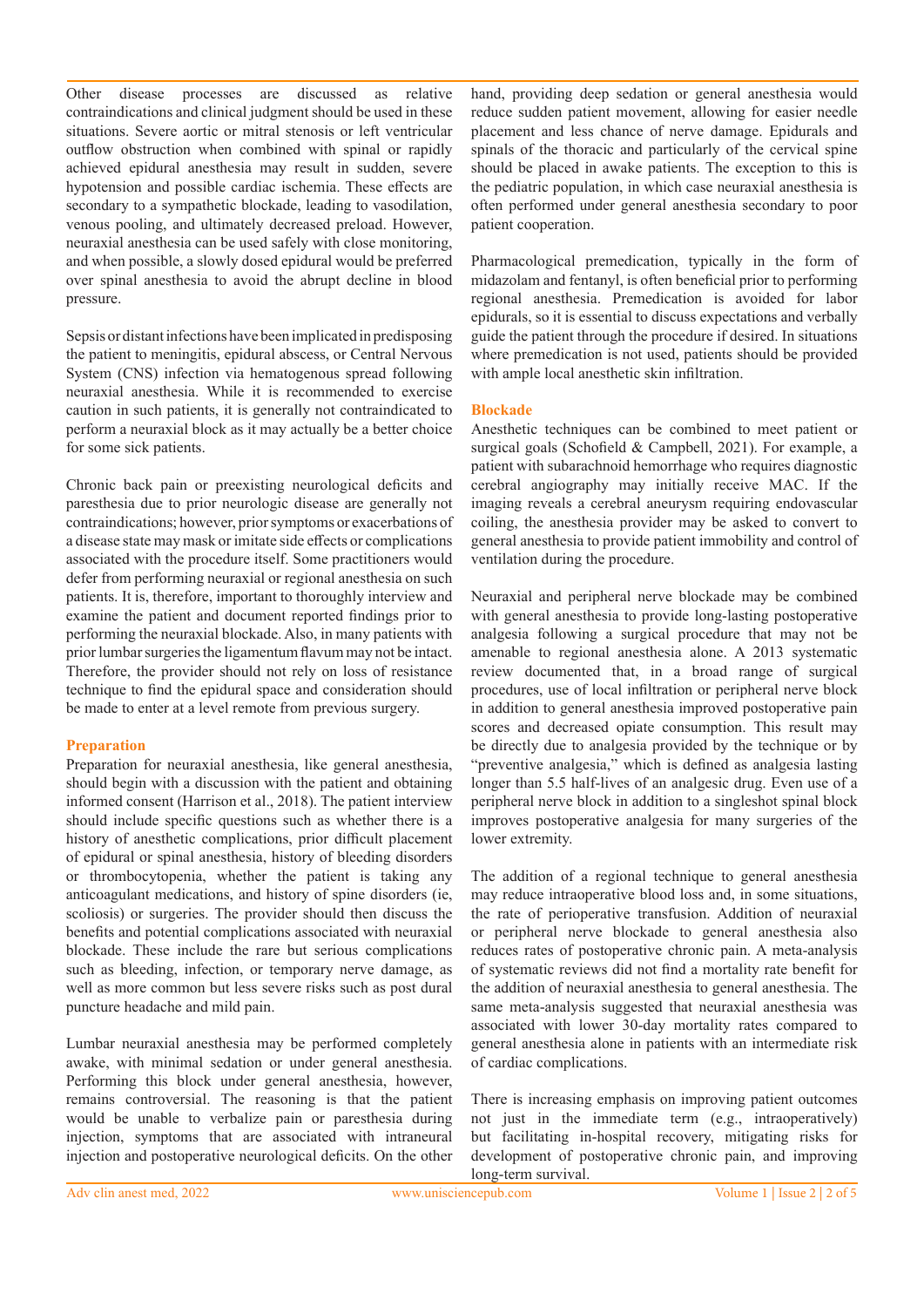Other disease processes are discussed as relative contraindications and clinical judgment should be used in these situations. Severe aortic or mitral stenosis or left ventricular outflow obstruction when combined with spinal or rapidly achieved epidural anesthesia may result in sudden, severe hypotension and possible cardiac ischemia. These effects are secondary to a sympathetic blockade, leading to vasodilation, venous pooling, and ultimately decreased preload. However, neuraxial anesthesia can be used safely with close monitoring, and when possible, a slowly dosed epidural would be preferred over spinal anesthesia to avoid the abrupt decline in blood pressure.

Sepsis or distant infections have been implicated in predisposing the patient to meningitis, epidural abscess, or Central Nervous System (CNS) infection via hematogenous spread following neuraxial anesthesia. While it is recommended to exercise caution in such patients, it is generally not contraindicated to perform a neuraxial block as it may actually be a better choice for some sick patients.

Chronic back pain or preexisting neurological deficits and paresthesia due to prior neurologic disease are generally not contraindications; however, prior symptoms or exacerbations of a disease state may mask or imitate side effects or complications associated with the procedure itself. Some practitioners would defer from performing neuraxial or regional anesthesia on such patients. It is, therefore, important to thoroughly interview and examine the patient and document reported findings prior to performing the neuraxial blockade. Also, in many patients with prior lumbar surgeries the ligamentum flavum may not be intact. Therefore, the provider should not rely on loss of resistance technique to find the epidural space and consideration should be made to enter at a level remote from previous surgery.

## Preparation

Preparation for neuraxial anesthesia, like general anesthesia, should begin with a discussion with the patient and obtaining informed consent (Harrison et al., 2018). The patient interview should include specific questions such as whether there is a history of anesthetic complications, prior difficult placement of epidural or spinal anesthesia, history of bleeding disorders or thrombocytopenia, whether the patient is taking any anticoagulant medications, and history of spine disorders (ie, scoliosis) or surgeries. The provider should then discuss the benefits and potential complications associated with neuraxial blockade. These include the rare but serious complications such as bleeding, infection, or temporary nerve damage, as well as more common but less severe risks such as post dural puncture headache and mild pain.

Lumbar neuraxial anesthesia may be performed completely awake, with minimal sedation or under general anesthesia. Performing this block under general anesthesia, however, remains controversial. The reasoning is that the patient would be unable to verbalize pain or paresthesia during injection, symptoms that are associated with intraneural injection and postoperative neurological deficits. On the other hand, providing deep sedation or general anesthesia would reduce sudden patient movement, allowing for easier needle placement and less chance of nerve damage. Epidurals and spinals of the thoracic and particularly of the cervical spine should be placed in awake patients. The exception to this is the pediatric population, in which case neuraxial anesthesia is often performed under general anesthesia secondary to poor patient cooperation.

Pharmacological premedication, typically in the form of midazolam and fentanyl, is often beneficial prior to performing regional anesthesia. Premedication is avoided for labor epidurals, so it is essential to discuss expectations and verbally guide the patient through the procedure if desired. In situations where premedication is not used, patients should be provided with ample local anesthetic skin infiltration.

## Blockade

Anesthetic techniques can be combined to meet patient or surgical goals (Schofield & Campbell, 2021). For example, a patient with subarachnoid hemorrhage who requires diagnostic cerebral angiography may initially receive MAC. If the imaging reveals a cerebral aneurysm requiring endovascular coiling, the anesthesia provider may be asked to convert to general anesthesia to provide patient immobility and control of ventilation during the procedure.

Neuraxial and peripheral nerve blockade may be combined with general anesthesia to provide long-lasting postoperative analgesia following a surgical procedure that may not be amenable to regional anesthesia alone. A 2013 systematic review documented that, in a broad range of surgical procedures, use of local infiltration or peripheral nerve block in addition to general anesthesia improved postoperative pain scores and decreased opiate consumption. This result may be directly due to analgesia provided by the technique or by "preventive analgesia," which is defined as analgesia lasting longer than 5.5 half-lives of an analgesic drug. Even use of a peripheral nerve block in addition to a singleshot spinal block improves postoperative analgesia for many surgeries of the lower extremity.

The addition of a regional technique to general anesthesia may reduce intraoperative blood loss and, in some situations, the rate of perioperative transfusion. Addition of neuraxial or peripheral nerve blockade to general anesthesia also reduces rates of postoperative chronic pain. A meta-analysis of systematic reviews did not find a mortality rate benefit for the addition of neuraxial anesthesia to general anesthesia. The same meta-analysis suggested that neuraxial anesthesia was associated with lower 30-day mortality rates compared to general anesthesia alone in patients with an intermediate risk of cardiac complications.

There is increasing emphasis on improving patient outcomes not just in the immediate term (e.g., intraoperatively) but facilitating in-hospital recovery, mitigating risks for development of postoperative chronic pain, and improving long-term survival.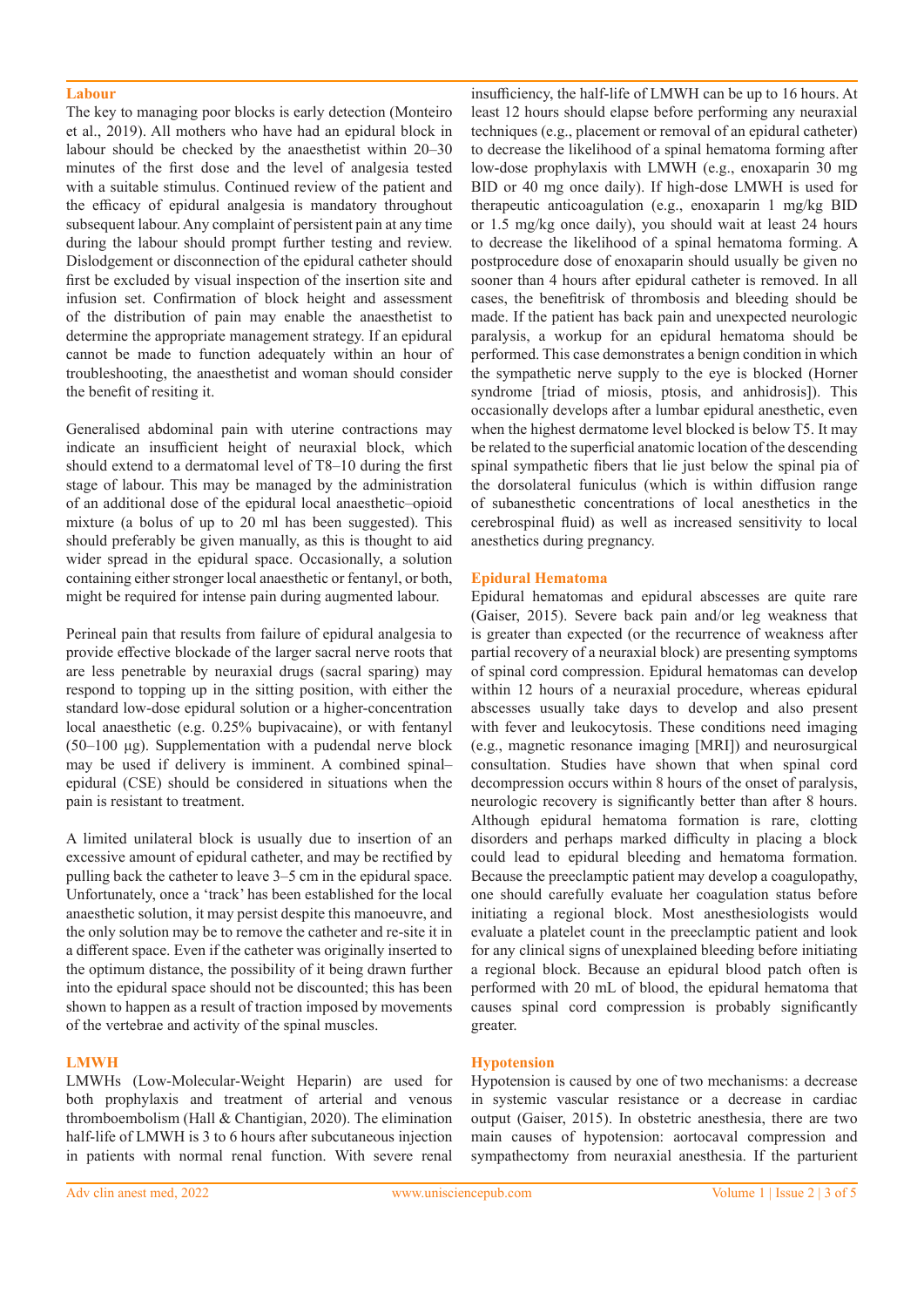## Labour

The key to managing poor blocks is early detection (Monteiro et al., 2019). All mothers who have had an epidural block in labour should be checked by the anaesthetist within 20–30 minutes of the first dose and the level of analgesia tested with a suitable stimulus. Continued review of the patient and the efficacy of epidural analgesia is mandatory throughout subsequent labour. Any complaint of persistent pain at any time during the labour should prompt further testing and review. Dislodgement or disconnection of the epidural catheter should first be excluded by visual inspection of the insertion site and infusion set. Confirmation of block height and assessment of the distribution of pain may enable the anaesthetist to determine the appropriate management strategy. If an epidural cannot be made to function adequately within an hour of troubleshooting, the anaesthetist and woman should consider the benefit of resiting it.

Generalised abdominal pain with uterine contractions may indicate an insufficient height of neuraxial block, which should extend to a dermatomal level of T8–10 during the first stage of labour. This may be managed by the administration of an additional dose of the epidural local anaesthetic–opioid mixture (a bolus of up to 20 ml has been suggested). This should preferably be given manually, as this is thought to aid wider spread in the epidural space. Occasionally, a solution containing either stronger local anaesthetic or fentanyl, or both, might be required for intense pain during augmented labour.

Perineal pain that results from failure of epidural analgesia to provide effective blockade of the larger sacral nerve roots that are less penetrable by neuraxial drugs (sacral sparing) may respond to topping up in the sitting position, with either the standard low-dose epidural solution or a higher-concentration local anaesthetic (e.g. 0.25% bupivacaine), or with fentanyl (50–100 µg). Supplementation with a pudendal nerve block may be used if delivery is imminent. A combined spinal–epidural (CSE) should be considered in situations when the pain is resistant to treatment.

A limited unilateral block is usually due to insertion of an excessive amount of epidural catheter, and may be rectified by pulling back the catheter to leave 3–5 cm in the epidural space. Unfortunately, once a 'track' has been established for the local anaesthetic solution, it may persist despite this manoeuvre, and the only solution may be to remove the catheter and re-site it in a different space. Even if the catheter was originally inserted to the optimum distance, the possibility of it being drawn further into the epidural space should not be discounted; this has been shown to happen as a result of traction imposed by movements of the vertebrae and activity of the spinal muscles.

## LMWH

LMWHs (Low-Molecular-Weight Heparin) are used for both prophylaxis and treatment of arterial and venous thromboembolism (Hall & Chantigian, 2020). The elimination half-life of LMWH is 3 to 6 hours after subcutaneous injection in patients with normal renal function. With severe renal insufficiency, the half-life of LMWH can be up to 16 hours. At least 12 hours should elapse before performing any neuraxial techniques (e.g., placement or removal of an epidural catheter) to decrease the likelihood of a spinal hematoma forming after low-dose prophylaxis with LMWH (e.g., enoxaparin 30 mg BID or 40 mg once daily). If high-dose LMWH is used for therapeutic anticoagulation (e.g., enoxaparin 1 mg/kg BID or 1.5 mg/kg once daily), you should wait at least 24 hours to decrease the likelihood of a spinal hematoma forming. A postprocedure dose of enoxaparin should usually be given no sooner than 4 hours after epidural catheter is removed. In all cases, the benefitrisk of thrombosis and bleeding should be made. If the patient has back pain and unexpected neurologic paralysis, a workup for an epidural hematoma should be performed. This case demonstrates a benign condition in which the sympathetic nerve supply to the eye is blocked (Horner syndrome [triad of miosis, ptosis, and anhidrosis]). This occasionally develops after a lumbar epidural anesthetic, even when the highest dermatome level blocked is below T5. It may be related to the superficial anatomic location of the descending spinal sympathetic fibers that lie just below the spinal pia of the dorsolateral funiculus (which is within diffusion range of subanesthetic concentrations of local anesthetics in the cerebrospinal fluid) as well as increased sensitivity to local anesthetics during pregnancy.

## Epidural Hematoma

Epidural hematomas and epidural abscesses are quite rare (Gaiser, 2015). Severe back pain and/or leg weakness that is greater than expected (or the recurrence of weakness after partial recovery of a neuraxial block) are presenting symptoms of spinal cord compression. Epidural hematomas can develop within 12 hours of a neuraxial procedure, whereas epidural abscesses usually take days to develop and also present with fever and leukocytosis. These conditions need imaging (e.g., magnetic resonance imaging [MRI]) and neurosurgical consultation. Studies have shown that when spinal cord decompression occurs within 8 hours of the onset of paralysis, neurologic recovery is significantly better than after 8 hours. Although epidural hematoma formation is rare, clotting disorders and perhaps marked difficulty in placing a block could lead to epidural bleeding and hematoma formation. Because the preeclamptic patient may develop a coagulopathy, one should carefully evaluate her coagulation status before initiating a regional block. Most anesthesiologists would evaluate a platelet count in the preeclamptic patient and look for any clinical signs of unexplained bleeding before initiating a regional block. Because an epidural blood patch often is performed with 20 mL of blood, the epidural hematoma that causes spinal cord compression is probably significantly greater.

## Hypotension

Hypotension is caused by one of two mechanisms: a decrease in systemic vascular resistance or a decrease in cardiac output (Gaiser, 2015). In obstetric anesthesia, there are two main causes of hypotension: aortocaval compression and sympathectomy from neuraxial anesthesia. If the parturient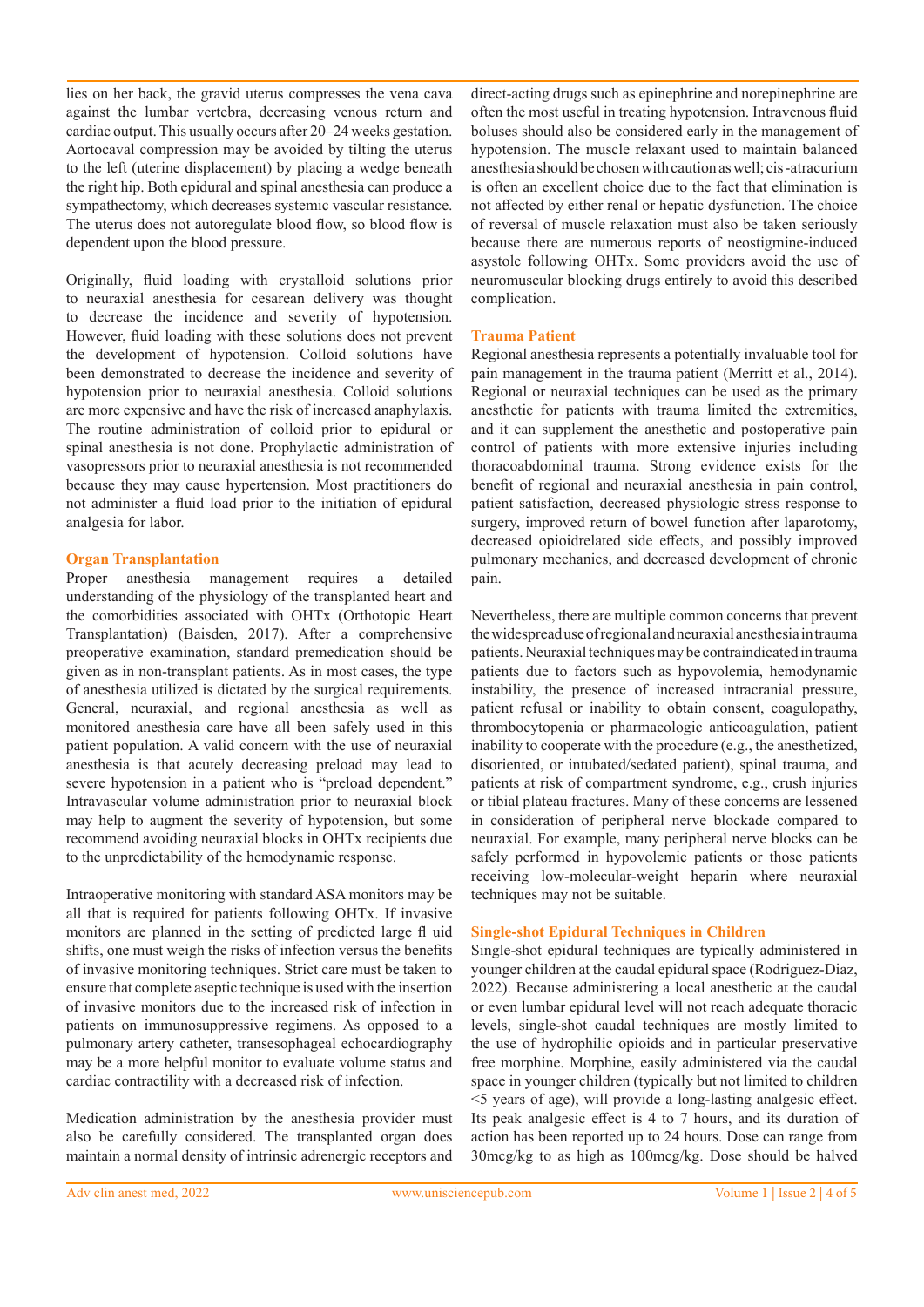lies on her back, the gravid uterus compresses the vena cava against the lumbar vertebra, decreasing venous return and cardiac output. This usually occurs after 20–24 weeks gestation. Aortocaval compression may be avoided by tilting the uterus to the left (uterine displacement) by placing a wedge beneath the right hip. Both epidural and spinal anesthesia can produce a sympathectomy, which decreases systemic vascular resistance. The uterus does not autoregulate blood flow, so blood flow is dependent upon the blood pressure.

Originally, fluid loading with crystalloid solutions prior to neuraxial anesthesia for cesarean delivery was thought to decrease the incidence and severity of hypotension. However, fluid loading with these solutions does not prevent the development of hypotension. Colloid solutions have been demonstrated to decrease the incidence and severity of hypotension prior to neuraxial anesthesia. Colloid solutions are more expensive and have the risk of increased anaphylaxis. The routine administration of colloid prior to epidural or spinal anesthesia is not done. Prophylactic administration of vasopressors prior to neuraxial anesthesia is not recommended because they may cause hypertension. Most practitioners do not administer a fluid load prior to the initiation of epidural analgesia for labor.

## Organ Transplantation

Proper anesthesia management requires a detailed understanding of the physiology of the transplanted heart and the comorbidities associated with OHTx (Orthotopic Heart Transplantation) (Baisden, 2017). After a comprehensive preoperative examination, standard premedication should be given as in non-transplant patients. As in most cases, the type of anesthesia utilized is dictated by the surgical requirements. General, neuraxial, and regional anesthesia as well as monitored anesthesia care have all been safely used in this patient population. A valid concern with the use of neuraxial anesthesia is that acutely decreasing preload may lead to severe hypotension in a patient who is "preload dependent." Intravascular volume administration prior to neuraxial block may help to augment the severity of hypotension, but some recommend avoiding neuraxial blocks in OHTx recipients due to the unpredictability of the hemodynamic response.

Intraoperative monitoring with standard ASA monitors may be all that is required for patients following OHTx. If invasive monitors are planned in the setting of predicted large fl uid shifts, one must weigh the risks of infection versus the benefits of invasive monitoring techniques. Strict care must be taken to ensure that complete aseptic technique is used with the insertion of invasive monitors due to the increased risk of infection in patients on immunosuppressive regimens. As opposed to a pulmonary artery catheter, transesophageal echocardiography may be a more helpful monitor to evaluate volume status and cardiac contractility with a decreased risk of infection.

Medication administration by the anesthesia provider must also be carefully considered. The transplanted organ does maintain a normal density of intrinsic adrenergic receptors and direct-acting drugs such as epinephrine and norepinephrine are often the most useful in treating hypotension. Intravenous fluid boluses should also be considered early in the management of hypotension. The muscle relaxant used to maintain balanced anesthesia should be chosen with caution as well; cis-atracurium is often an excellent choice due to the fact that elimination is not affected by either renal or hepatic dysfunction. The choice of reversal of muscle relaxation must also be taken seriously because there are numerous reports of neostigmine-induced asystole following OHTx. Some providers avoid the use of neuromuscular blocking drugs entirely to avoid this described complication.

## Trauma Patient

Regional anesthesia represents a potentially invaluable tool for pain management in the trauma patient (Merritt et al., 2014). Regional or neuraxial techniques can be used as the primary anesthetic for patients with trauma limited the extremities, and it can supplement the anesthetic and postoperative pain control of patients with more extensive injuries including thoracoabdominal trauma. Strong evidence exists for the benefit of regional and neuraxial anesthesia in pain control, patient satisfaction, decreased physiologic stress response to surgery, improved return of bowel function after laparotomy, decreased opioidrelated side effects, and possibly improved pulmonary mechanics, and decreased development of chronic pain.

Nevertheless, there are multiple common concerns that prevent the widespread use of regional and neuraxial anesthesia in trauma patients. Neuraxial techniques may be contraindicated in trauma patients due to factors such as hypovolemia, hemodynamic instability, the presence of increased intracranial pressure, patient refusal or inability to obtain consent, coagulopathy, thrombocytopenia or pharmacologic anticoagulation, patient inability to cooperate with the procedure (e.g., the anesthetized, disoriented, or intubated/sedated patient), spinal trauma, and patients at risk of compartment syndrome, e.g., crush injuries or tibial plateau fractures. Many of these concerns are lessened in consideration of peripheral nerve blockade compared to neuraxial. For example, many peripheral nerve blocks can be safely performed in hypovolemic patients or those patients receiving low-molecular-weight heparin where neuraxial techniques may not be suitable.

## Single-shot Epidural Techniques in Children

Single-shot epidural techniques are typically administered in younger children at the caudal epidural space (Rodriguez-Diaz, 2022). Because administering a local anesthetic at the caudal or even lumbar epidural level will not reach adequate thoracic levels, single-shot caudal techniques are mostly limited to the use of hydrophilic opioids and in particular preservative free morphine. Morphine, easily administered via the caudal space in younger children (typically but not limited to children <5 years of age), will provide a long-lasting analgesic effect. Its peak analgesic effect is 4 to 7 hours, and its duration of action has been reported up to 24 hours. Dose can range from 30mcg/kg to as high as 100mcg/kg. Dose should be halved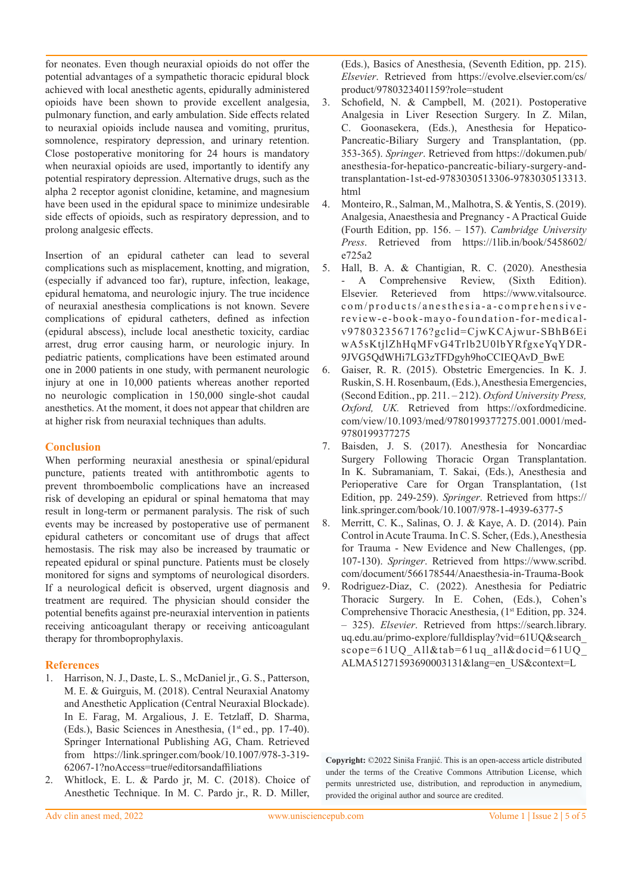for neonates. Even though neuraxial opioids do not offer the potential advantages of a sympathetic thoracic epidural block achieved with local anesthetic agents, epidurally administered opioids have been shown to provide excellent analgesia, pulmonary function, and early ambulation. Side effects related to neuraxial opioids include nausea and vomiting, pruritus, somnolence, respiratory depression, and urinary retention. Close postoperative monitoring for 24 hours is mandatory when neuraxial opioids are used, importantly to identify any potential respiratory depression. Alternative drugs, such as the alpha 2 receptor agonist clonidine, ketamine, and magnesium have been used in the epidural space to minimize undesirable side effects of opioids, such as respiratory depression, and to prolong analgesic effects.

Insertion of an epidural catheter can lead to several complications such as misplacement, knotting, and migration, (especially if advanced too far), rupture, infection, leakage, epidural hematoma, and neurologic injury. The true incidence of neuraxial anesthesia complications is not known. Severe complications of epidural catheters, defined as infection (epidural abscess), include local anesthetic toxicity, cardiac arrest, drug error causing harm, or neurologic injury. In pediatric patients, complications have been estimated around one in 2000 patients in one study, with permanent neurologic injury at one in 10,000 patients whereas another reported no neurologic complication in 150,000 single-shot caudal anesthetics. At the moment, it does not appear that children are at higher risk from neuraxial techniques than adults.

## Conclusion

When performing neuraxial anesthesia or spinal/epidural puncture, patients treated with antithrombotic agents to prevent thromboembolic complications have an increased risk of developing an epidural or spinal hematoma that may result in long-term or permanent paralysis. The risk of such events may be increased by postoperative use of permanent epidural catheters or concomitant use of drugs that affect hemostasis. The risk may also be increased by traumatic or repeated epidural or spinal puncture. Patients must be closely monitored for signs and symptoms of neurological disorders. If a neurological deficit is observed, urgent diagnosis and treatment are required. The physician should consider the potential benefits against pre-neuraxial intervention in patients receiving anticoagulant therapy or receiving anticoagulant therapy for thromboprophylaxis.

## References

1. Harrison, N. J., Daste, L. S., McDaniel jr., G. S., Patterson, M. E. & Guirguis, M. (2018). Central Neuraxial Anatomy and Anesthetic Application (Central Neuraxial Blockade). In E. Farag, M. Argalious, J. E. Tetzlaff, D. Sharma, (Eds.), Basic Sciences in Anesthesia, (1st ed., pp. 17-40). Springer International Publishing AG, Cham. Retrieved from https://link.springer.com/book/10.1007/978-3-319-62067-1?noAccess=true#editorsandaffiliations
2. Whitlock, E. L. & Pardo jr, M. C. (2018). Choice of Anesthetic Technique. In M. C. Pardo jr., R. D. Miller, (Eds.), Basics of Anesthesia, (Seventh Edition, pp. 215). *Elsevier*. Retrieved from https://evolve.elsevier.com/cs/product/9780323401159?role=student
3. Schofield, N. & Campbell, M. (2021). Postoperative Analgesia in Liver Resection Surgery. In Z. Milan, C. Goonasekera, (Eds.), Anesthesia for Hepatico-Pancreatic-Biliary Surgery and Transplantation, (pp. 353-365). *Springer*. Retrieved from https://dokumen.pub/anesthesia-for-hepatico-pancreatic-biliary-surgery-and-transplantation-1st-ed-9783030513306-9783030513313.html
4. Monteiro, R., Salman, M., Malhotra, S. & Yentis, S. (2019). Analgesia, Anaesthesia and Pregnancy - A Practical Guide (Fourth Edition, pp. 156. – 157). *Cambridge University Press*. Retrieved from https://1lib.in/book/5458602/e725a2
5. Hall, B. A. & Chantigian, R. C. (2020). Anesthesia - A Comprehensive Review, (Sixth Edition). Elsevier. Reterieved from https://www.vitalsource.com/products/anesthesia-a-comprehensive-review-e-book-mayo-foundation-for-medical-v9780323567176?gclid=CjwKCAjwur-SBhB6EiwA5sKtjlZhHqMFvG4Tr1b2U0lbYRfgxeYqYDR-9JVG5QdWHi7LG3zTFDgyh9hoCCIEQAvD_BwE
6. Gaiser, R. R. (2015). Obstetric Emergencies. In K. J. Ruskin, S. H. Rosenbaum, (Eds.), Anesthesia Emergencies, (Second Edition., pp. 211. – 212). *Oxford University Press, Oxford, UK.* Retrieved from https://oxfordmedicine.com/view/10.1093/med/9780199377275.001.0001/med-9780199377275
7. Baisden, J. S. (2017). Anesthesia for Noncardiac Surgery Following Thoracic Organ Transplantation. In K. Subramaniam, T. Sakai, (Eds.), Anesthesia and Perioperative Care for Organ Transplantation, (1st Edition, pp. 249-259). *Springer*. Retrieved from https://link.springer.com/book/10.1007/978-1-4939-6377-5
8. Merritt, C. K., Salinas, O. J. & Kaye, A. D. (2014). Pain Control in Acute Trauma. In C. S. Scher, (Eds.), Anesthesia for Trauma - New Evidence and New Challenges, (pp. 107-130). *Springer*. Retrieved from https://www.scribd.com/document/566178544/Anaesthesia-in-Trauma-Book
9. Rodriguez-Diaz, C. (2022). Anesthesia for Pediatric Thoracic Surgery. In E. Cohen, (Eds.), Cohen's Comprehensive Thoracic Anesthesia, (1st Edition, pp. 324. – 325). *Elsevier*. Retrieved from https://search.library.uq.edu.au/primo-explore/fulldisplay?vid=61UQ&search_scope=61UQ_All&tab=61uq_all&docid=61UQ_ALMA51271593690003131&lang=en_US&context=L

**Copyright:** ©2022 Siniša Franjić. This is an open-access article distributed under the terms of the Creative Commons Attribution License, which permits unrestricted use, distribution, and reproduction in anymedium, provided the original author and source are credited.